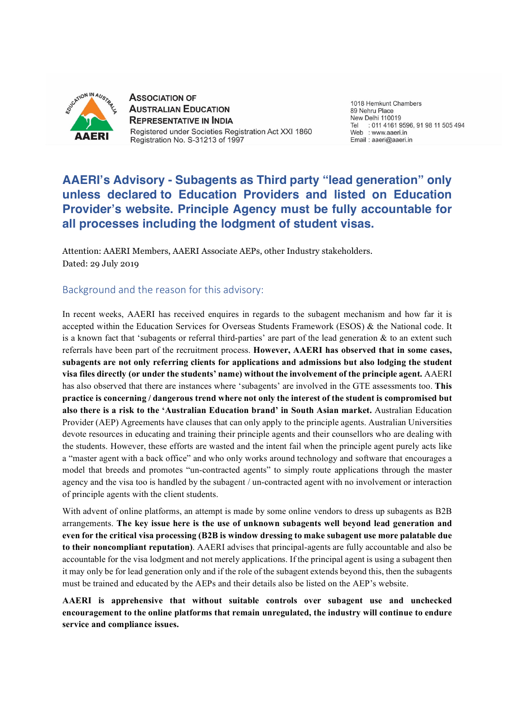**ASSOCIATION OF AUSTRALIAN EDUCATION REPRESENTATIVE IN INDIA**
Registered under Societies Registration Act XXI 1860
Registration No. S-31213 of 1997

1018 Hemkunt Chambers
89 Nehru Place
New Delhi 110019
Tel : 011 4161 9596, 91 98 11 505 494
Web : www.aaeri.in
Email : aaeri@aaeri.in

# AAERI's Advisory - Subagents as Third party "lead generation" only unless declared to Education Providers and listed on Education Provider's website. Principle Agency must be fully accountable for all processes including the lodgment of student visas.

Attention: AAERI Members, AAERI Associate AEPs, other Industry stakeholders.
Dated: 29 July 2019

## Background and the reason for this advisory:

In recent weeks, AAERI has received enquires in regards to the subagent mechanism and how far it is accepted within the Education Services for Overseas Students Framework (ESOS) & the National code. It is a known fact that 'subagents or referral third-parties' are part of the lead generation & to an extent such referrals have been part of the recruitment process. **However, AAERI has observed that in some cases, subagents are not only referring clients for applications and admissions but also lodging the student visa files directly (or under the students' name) without the involvement of the principle agent.** AAERI has also observed that there are instances where 'subagents' are involved in the GTE assessments too. **This practice is concerning / dangerous trend where not only the interest of the student is compromised but also there is a risk to the 'Australian Education brand' in South Asian market.** Australian Education Provider (AEP) Agreements have clauses that can only apply to the principle agents. Australian Universities devote resources in educating and training their principle agents and their counsellors who are dealing with the students. However, these efforts are wasted and the intent fail when the principle agent purely acts like a "master agent with a back office" and who only works around technology and software that encourages a model that breeds and promotes "un-contracted agents" to simply route applications through the master agency and the visa too is handled by the subagent / un-contracted agent with no involvement or interaction of principle agents with the client students.

With advent of online platforms, an attempt is made by some online vendors to dress up subagents as B2B arrangements. **The key issue here is the use of unknown subagents well beyond lead generation and even for the critical visa processing (B2B is window dressing to make subagent use more palatable due to their noncompliant reputation)**. AAERI advises that principal-agents are fully accountable and also be accountable for the visa lodgment and not merely applications. If the principal agent is using a subagent then it may only be for lead generation only and if the role of the subagent extends beyond this, then the subagents must be trained and educated by the AEPs and their details also be listed on the AEP's website.

**AAERI is apprehensive that without suitable controls over subagent use and unchecked encouragement to the online platforms that remain unregulated, the industry will continue to endure service and compliance issues.**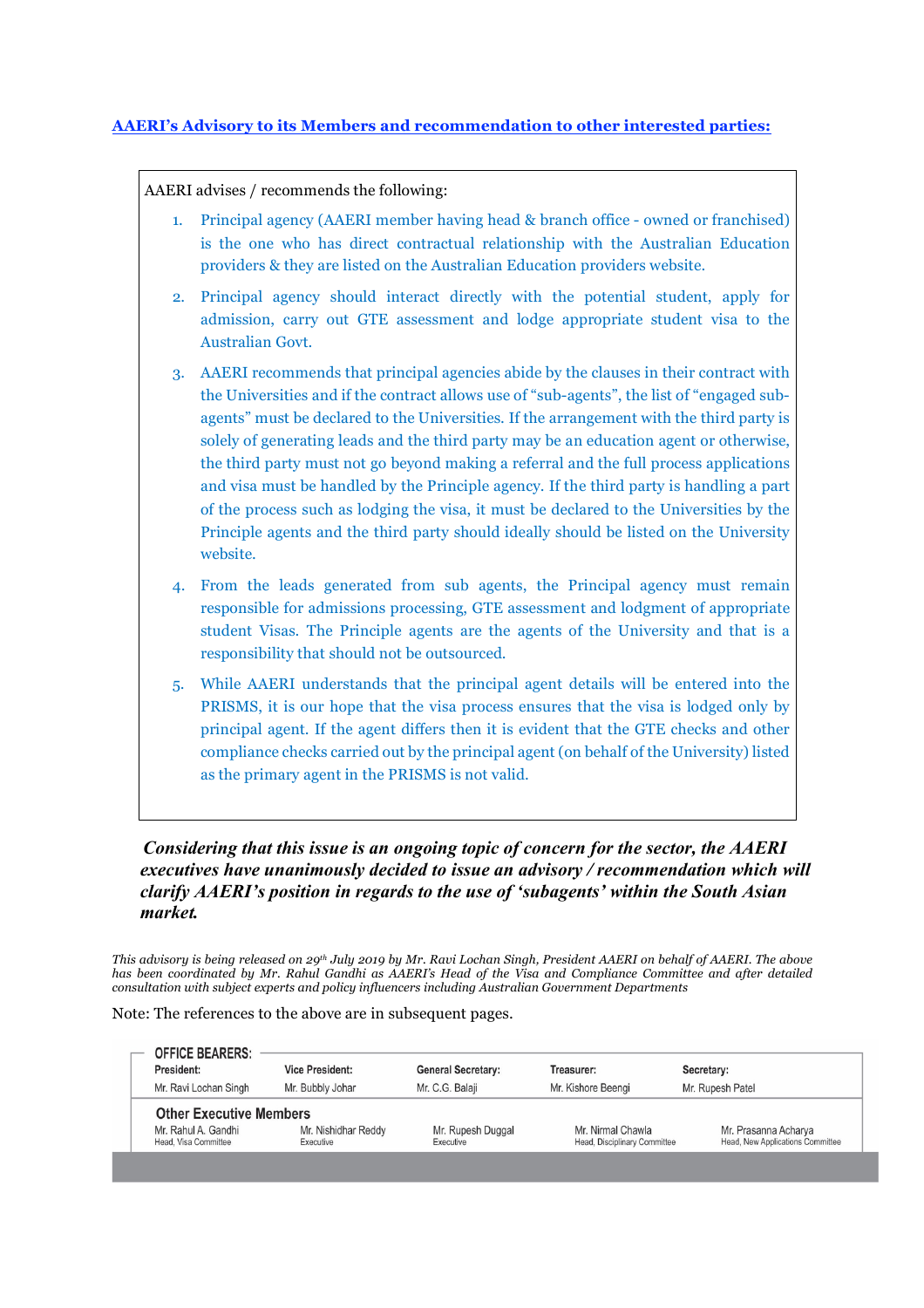## AAERI's Advisory to its Members and recommendation to other interested parties:

AAERI advises / recommends the following:

1. Principal agency (AAERI member having head & branch office - owned or franchised) is the one who has direct contractual relationship with the Australian Education providers & they are listed on the Australian Education providers website.
2. Principal agency should interact directly with the potential student, apply for admission, carry out GTE assessment and lodge appropriate student visa to the Australian Govt.
3. AAERI recommends that principal agencies abide by the clauses in their contract with the Universities and if the contract allows use of "sub-agents", the list of "engaged sub-agents" must be declared to the Universities. If the arrangement with the third party is solely of generating leads and the third party may be an education agent or otherwise, the third party must not go beyond making a referral and the full process applications and visa must be handled by the Principle agency. If the third party is handling a part of the process such as lodging the visa, it must be declared to the Universities by the Principle agents and the third party should ideally should be listed on the University website.
4. From the leads generated from sub agents, the Principal agency must remain responsible for admissions processing, GTE assessment and lodgment of appropriate student Visas. The Principle agents are the agents of the University and that is a responsibility that should not be outsourced.
5. While AAERI understands that the principal agent details will be entered into the PRISMS, it is our hope that the visa process ensures that the visa is lodged only by principal agent. If the agent differs then it is evident that the GTE checks and other compliance checks carried out by the principal agent (on behalf of the University) listed as the primary agent in the PRISMS is not valid.

***Considering that this issue is an ongoing topic of concern for the sector, the AAERI executives have unanimously decided to issue an advisory / recommendation which will clarify AAERI's position in regards to the use of 'subagents' within the South Asian market.***

*This advisory is being released on 29th July 2019 by Mr. Ravi Lochan Singh, President AAERI on behalf of AAERI. The above has been coordinated by Mr. Rahul Gandhi as AAERI's Head of the Visa and Compliance Committee and after detailed consultation with subject experts and policy influencers including Australian Government Departments*

Note: The references to the above are in subsequent pages.

**OFFICE BEARERS:**

| President: | Vice President: | General Secretary: | Treasurer: | Secretary: |
|---|---|---|---|---|
| Mr. Ravi Lochan Singh | Mr. Bubbly Johar | Mr. C.G. Balaji | Mr. Kishore Beengi | Mr. Rupesh Patel |

**Other Executive Members**

| | | | | |
|---|---|---|---|---|
| Mr. Rahul A. Gandhi<br>Head, Visa Committee | Mr. Nishidhar Reddy<br>Executive | Mr. Rupesh Duggal<br>Executive | Mr. Nirmal Chawla<br>Head, Disciplinary Committee | Mr. Prasanna Acharya<br>Head, New Applications Committee |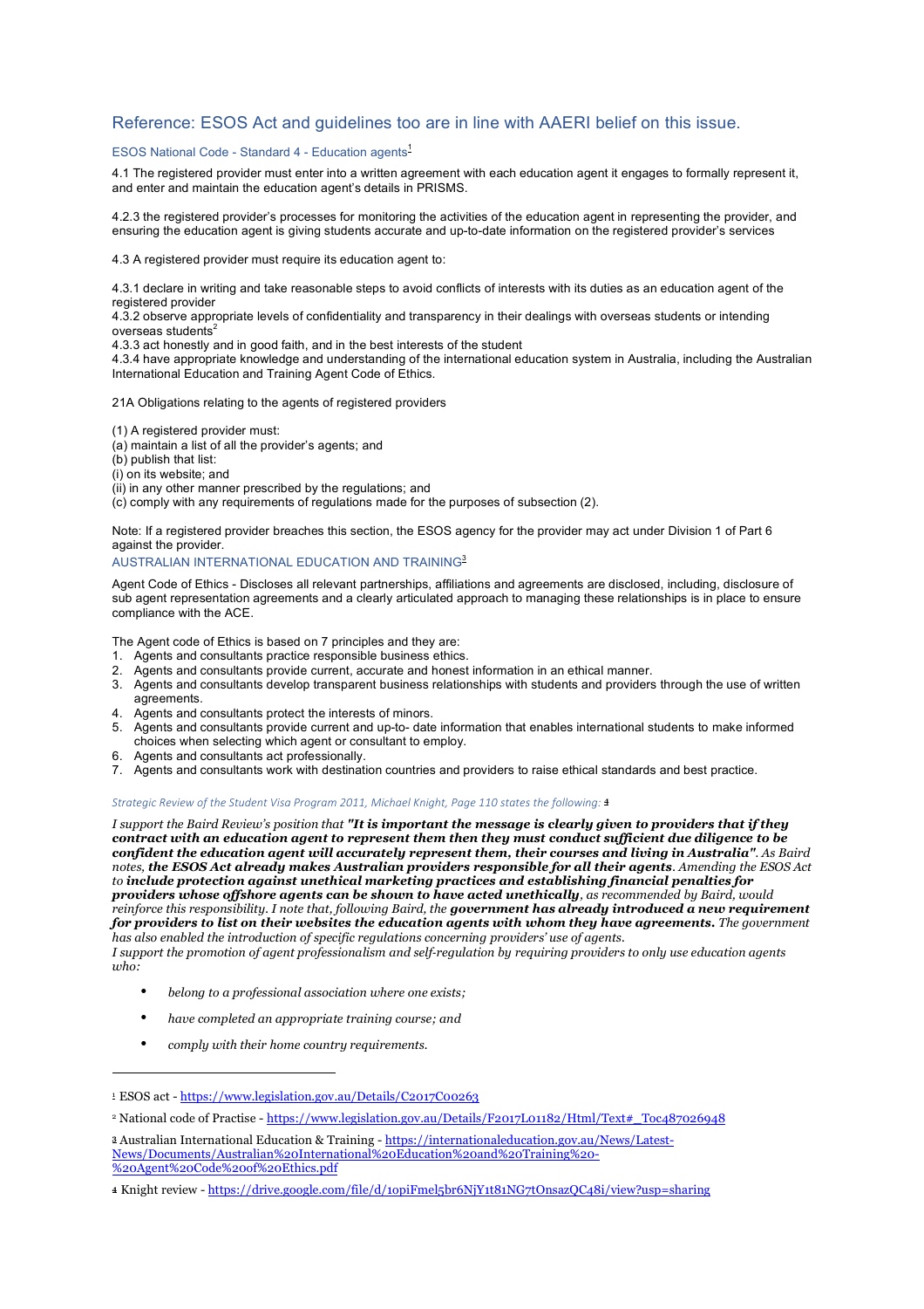## Reference: ESOS Act and guidelines too are in line with AAERI belief on this issue.

### ESOS National Code - Standard 4 - Education agents[1]

4.1 The registered provider must enter into a written agreement with each education agent it engages to formally represent it, and enter and maintain the education agent's details in PRISMS.

4.2.3 the registered provider's processes for monitoring the activities of the education agent in representing the provider, and ensuring the education agent is giving students accurate and up-to-date information on the registered provider's services

4.3 A registered provider must require its education agent to:

4.3.1 declare in writing and take reasonable steps to avoid conflicts of interests with its duties as an education agent of the registered provider
4.3.2 observe appropriate levels of confidentiality and transparency in their dealings with overseas students or intending overseas students[2]
4.3.3 act honestly and in good faith, and in the best interests of the student
4.3.4 have appropriate knowledge and understanding of the international education system in Australia, including the Australian International Education and Training Agent Code of Ethics.

21A Obligations relating to the agents of registered providers

(1) A registered provider must:
(a) maintain a list of all the provider's agents; and
(b) publish that list:
(i) on its website; and
(ii) in any other manner prescribed by the regulations; and
(c) comply with any requirements of regulations made for the purposes of subsection (2).

Note: If a registered provider breaches this section, the ESOS agency for the provider may act under Division 1 of Part 6 against the provider.

### AUSTRALIAN INTERNATIONAL EDUCATION AND TRAINING[3]

Agent Code of Ethics - Discloses all relevant partnerships, affiliations and agreements are disclosed, including, disclosure of sub agent representation agreements and a clearly articulated approach to managing these relationships is in place to ensure compliance with the ACE.

The Agent code of Ethics is based on 7 principles and they are:

1. Agents and consultants practice responsible business ethics.
2. Agents and consultants provide current, accurate and honest information in an ethical manner.
3. Agents and consultants develop transparent business relationships with students and providers through the use of written agreements.
4. Agents and consultants protect the interests of minors.
5. Agents and consultants provide current and up-to- date information that enables international students to make informed choices when selecting which agent or consultant to employ.
6. Agents and consultants act professionally.
7. Agents and consultants work with destination countries and providers to raise ethical standards and best practice.

*Strategic Review of the Student Visa Program 2011, Michael Knight, Page 110 states the following:* [4]

*I support the Baird Review's position that **"It is important the message is clearly given to providers that if they contract with an education agent to represent them then they must conduct sufficient due diligence to be confident the education agent will accurately represent them, their courses and living in Australia"**. As Baird notes, **the ESOS Act already makes Australian providers responsible for all their agents**. Amending the ESOS Act to **include protection against unethical marketing practices and establishing financial penalties for providers whose offshore agents can be shown to have acted unethically**, as recommended by Baird, would reinforce this responsibility. I note that, following Baird, the **government has already introduced a new requirement for providers to list on their websites the education agents with whom they have agreements.** The government has also enabled the introduction of specific regulations concerning providers' use of agents.*
*I support the promotion of agent professionalism and self-regulation by requiring providers to only use education agents who:*

- *belong to a professional association where one exists;*
- *have completed an appropriate training course; and*
- *comply with their home country requirements.*

---

[1] ESOS act - https://www.legislation.gov.au/Details/C2017C00263

[2] National code of Practise - https://www.legislation.gov.au/Details/F2017L01182/Html/Text#_Toc487026948

[3] Australian International Education & Training - https://internationaleducation.gov.au/News/Latest-News/Documents/Australian%20International%20Education%20and%20Training%20-%20Agent%20Code%20of%20Ethics.pdf

[4] Knight review - https://drive.google.com/file/d/10piFmel5br6NjY1t81NG7tOnsazQC48i/view?usp=sharing